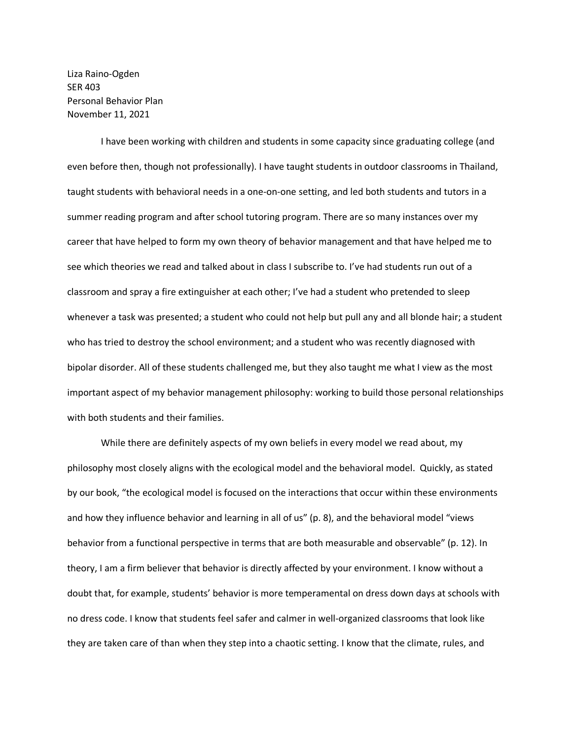Liza Raino-Ogden
SER 403
Personal Behavior Plan
November 11, 2021

I have been working with children and students in some capacity since graduating college (and even before then, though not professionally). I have taught students in outdoor classrooms in Thailand, taught students with behavioral needs in a one-on-one setting, and led both students and tutors in a summer reading program and after school tutoring program. There are so many instances over my career that have helped to form my own theory of behavior management and that have helped me to see which theories we read and talked about in class I subscribe to. I've had students run out of a classroom and spray a fire extinguisher at each other; I've had a student who pretended to sleep whenever a task was presented; a student who could not help but pull any and all blonde hair; a student who has tried to destroy the school environment; and a student who was recently diagnosed with bipolar disorder. All of these students challenged me, but they also taught me what I view as the most important aspect of my behavior management philosophy: working to build those personal relationships with both students and their families.

While there are definitely aspects of my own beliefs in every model we read about, my philosophy most closely aligns with the ecological model and the behavioral model. Quickly, as stated by our book, "the ecological model is focused on the interactions that occur within these environments and how they influence behavior and learning in all of us" (p. 8), and the behavioral model "views behavior from a functional perspective in terms that are both measurable and observable" (p. 12). In theory, I am a firm believer that behavior is directly affected by your environment. I know without a doubt that, for example, students' behavior is more temperamental on dress down days at schools with no dress code. I know that students feel safer and calmer in well-organized classrooms that look like they are taken care of than when they step into a chaotic setting. I know that the climate, rules, and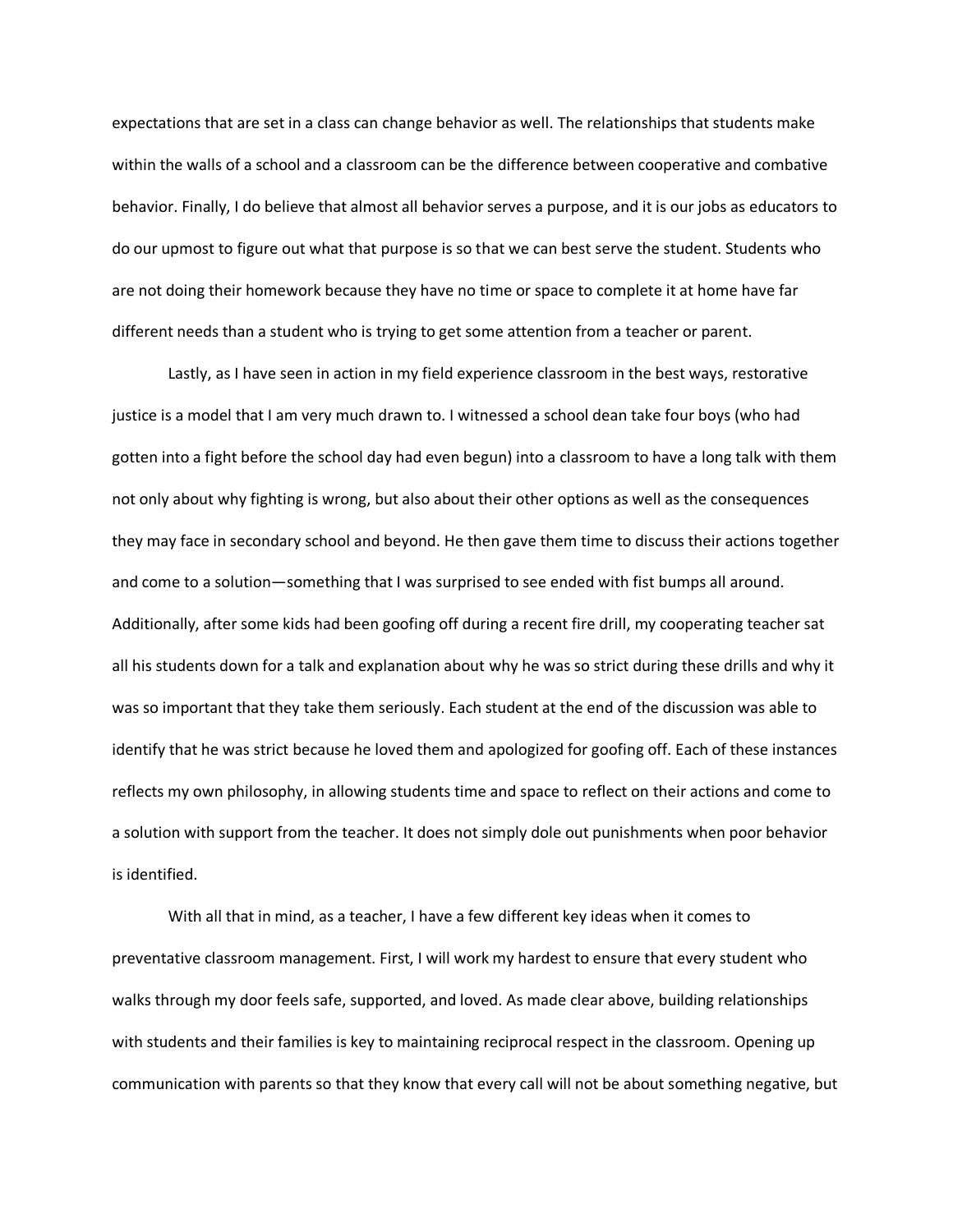expectations that are set in a class can change behavior as well. The relationships that students make within the walls of a school and a classroom can be the difference between cooperative and combative behavior. Finally, I do believe that almost all behavior serves a purpose, and it is our jobs as educators to do our upmost to figure out what that purpose is so that we can best serve the student. Students who are not doing their homework because they have no time or space to complete it at home have far different needs than a student who is trying to get some attention from a teacher or parent.

Lastly, as I have seen in action in my field experience classroom in the best ways, restorative justice is a model that I am very much drawn to. I witnessed a school dean take four boys (who had gotten into a fight before the school day had even begun) into a classroom to have a long talk with them not only about why fighting is wrong, but also about their other options as well as the consequences they may face in secondary school and beyond. He then gave them time to discuss their actions together and come to a solution—something that I was surprised to see ended with fist bumps all around. Additionally, after some kids had been goofing off during a recent fire drill, my cooperating teacher sat all his students down for a talk and explanation about why he was so strict during these drills and why it was so important that they take them seriously. Each student at the end of the discussion was able to identify that he was strict because he loved them and apologized for goofing off. Each of these instances reflects my own philosophy, in allowing students time and space to reflect on their actions and come to a solution with support from the teacher. It does not simply dole out punishments when poor behavior is identified.

With all that in mind, as a teacher, I have a few different key ideas when it comes to preventative classroom management. First, I will work my hardest to ensure that every student who walks through my door feels safe, supported, and loved. As made clear above, building relationships with students and their families is key to maintaining reciprocal respect in the classroom. Opening up communication with parents so that they know that every call will not be about something negative, but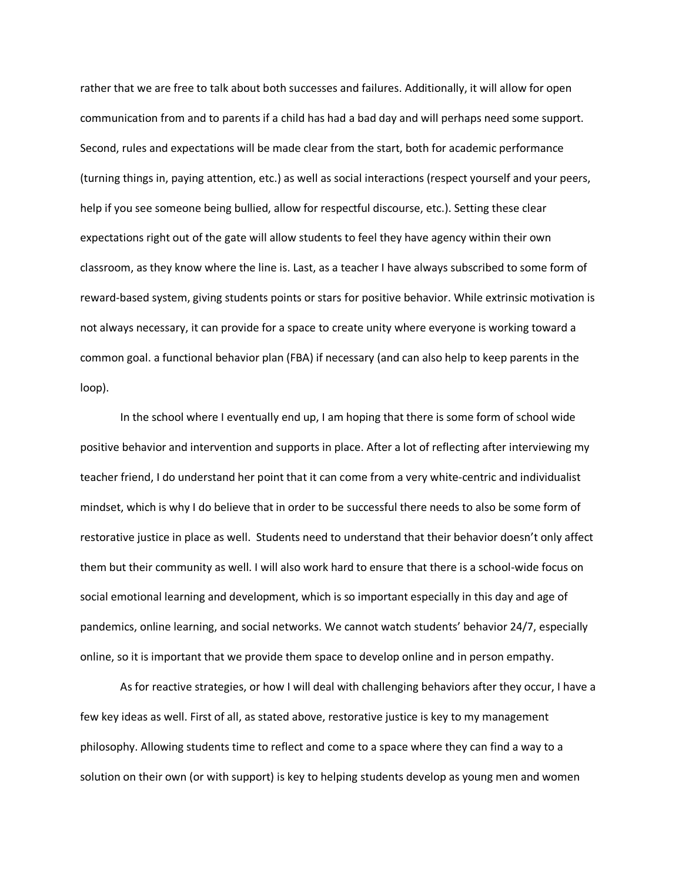rather that we are free to talk about both successes and failures. Additionally, it will allow for open communication from and to parents if a child has had a bad day and will perhaps need some support. Second, rules and expectations will be made clear from the start, both for academic performance (turning things in, paying attention, etc.) as well as social interactions (respect yourself and your peers, help if you see someone being bullied, allow for respectful discourse, etc.). Setting these clear expectations right out of the gate will allow students to feel they have agency within their own classroom, as they know where the line is. Last, as a teacher I have always subscribed to some form of reward-based system, giving students points or stars for positive behavior. While extrinsic motivation is not always necessary, it can provide for a space to create unity where everyone is working toward a common goal. a functional behavior plan (FBA) if necessary (and can also help to keep parents in the loop).

In the school where I eventually end up, I am hoping that there is some form of school wide positive behavior and intervention and supports in place. After a lot of reflecting after interviewing my teacher friend, I do understand her point that it can come from a very white-centric and individualist mindset, which is why I do believe that in order to be successful there needs to also be some form of restorative justice in place as well. Students need to understand that their behavior doesn't only affect them but their community as well. I will also work hard to ensure that there is a school-wide focus on social emotional learning and development, which is so important especially in this day and age of pandemics, online learning, and social networks. We cannot watch students' behavior 24/7, especially online, so it is important that we provide them space to develop online and in person empathy.

As for reactive strategies, or how I will deal with challenging behaviors after they occur, I have a few key ideas as well. First of all, as stated above, restorative justice is key to my management philosophy. Allowing students time to reflect and come to a space where they can find a way to a solution on their own (or with support) is key to helping students develop as young men and women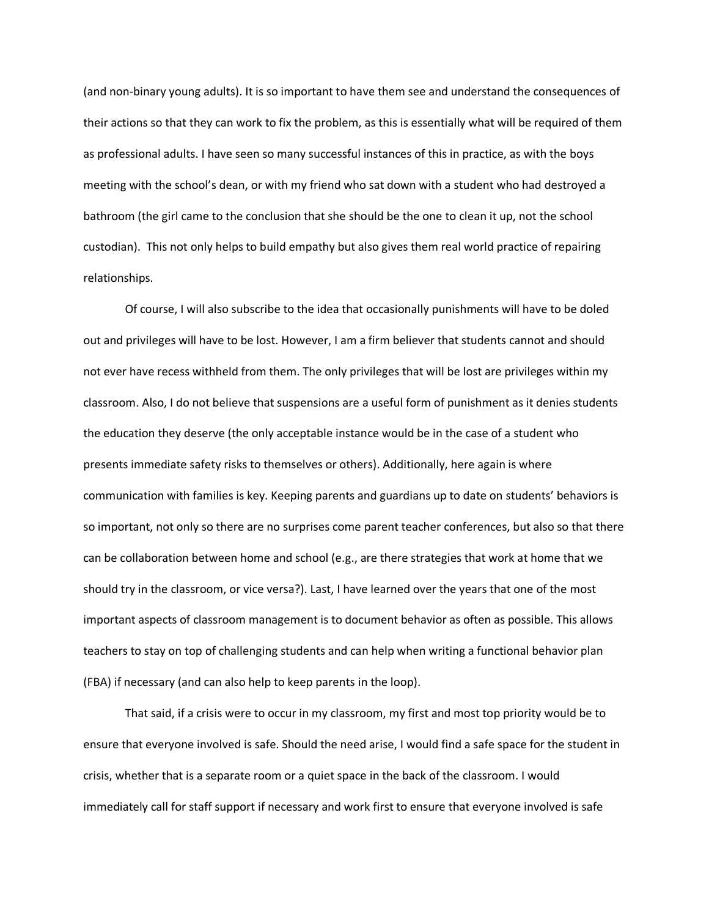(and non-binary young adults). It is so important to have them see and understand the consequences of their actions so that they can work to fix the problem, as this is essentially what will be required of them as professional adults. I have seen so many successful instances of this in practice, as with the boys meeting with the school's dean, or with my friend who sat down with a student who had destroyed a bathroom (the girl came to the conclusion that she should be the one to clean it up, not the school custodian).  This not only helps to build empathy but also gives them real world practice of repairing relationships.

Of course, I will also subscribe to the idea that occasionally punishments will have to be doled out and privileges will have to be lost. However, I am a firm believer that students cannot and should not ever have recess withheld from them. The only privileges that will be lost are privileges within my classroom. Also, I do not believe that suspensions are a useful form of punishment as it denies students the education they deserve (the only acceptable instance would be in the case of a student who presents immediate safety risks to themselves or others). Additionally, here again is where communication with families is key. Keeping parents and guardians up to date on students' behaviors is so important, not only so there are no surprises come parent teacher conferences, but also so that there can be collaboration between home and school (e.g., are there strategies that work at home that we should try in the classroom, or vice versa?). Last, I have learned over the years that one of the most important aspects of classroom management is to document behavior as often as possible. This allows teachers to stay on top of challenging students and can help when writing a functional behavior plan (FBA) if necessary (and can also help to keep parents in the loop).

That said, if a crisis were to occur in my classroom, my first and most top priority would be to ensure that everyone involved is safe. Should the need arise, I would find a safe space for the student in crisis, whether that is a separate room or a quiet space in the back of the classroom. I would immediately call for staff support if necessary and work first to ensure that everyone involved is safe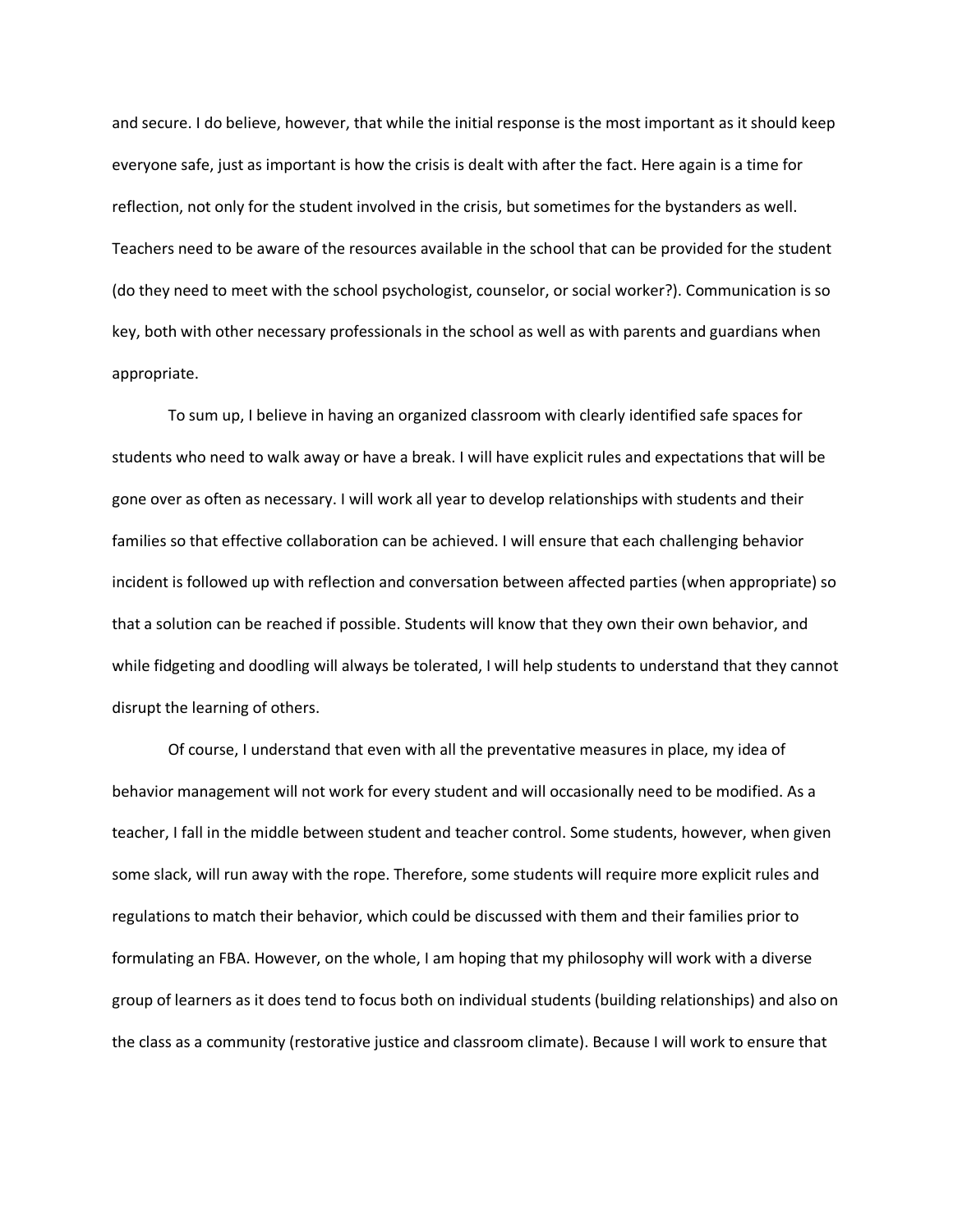and secure. I do believe, however, that while the initial response is the most important as it should keep everyone safe, just as important is how the crisis is dealt with after the fact. Here again is a time for reflection, not only for the student involved in the crisis, but sometimes for the bystanders as well. Teachers need to be aware of the resources available in the school that can be provided for the student (do they need to meet with the school psychologist, counselor, or social worker?). Communication is so key, both with other necessary professionals in the school as well as with parents and guardians when appropriate.

To sum up, I believe in having an organized classroom with clearly identified safe spaces for students who need to walk away or have a break. I will have explicit rules and expectations that will be gone over as often as necessary. I will work all year to develop relationships with students and their families so that effective collaboration can be achieved. I will ensure that each challenging behavior incident is followed up with reflection and conversation between affected parties (when appropriate) so that a solution can be reached if possible. Students will know that they own their own behavior, and while fidgeting and doodling will always be tolerated, I will help students to understand that they cannot disrupt the learning of others.

Of course, I understand that even with all the preventative measures in place, my idea of behavior management will not work for every student and will occasionally need to be modified. As a teacher, I fall in the middle between student and teacher control. Some students, however, when given some slack, will run away with the rope. Therefore, some students will require more explicit rules and regulations to match their behavior, which could be discussed with them and their families prior to formulating an FBA. However, on the whole, I am hoping that my philosophy will work with a diverse group of learners as it does tend to focus both on individual students (building relationships) and also on the class as a community (restorative justice and classroom climate). Because I will work to ensure that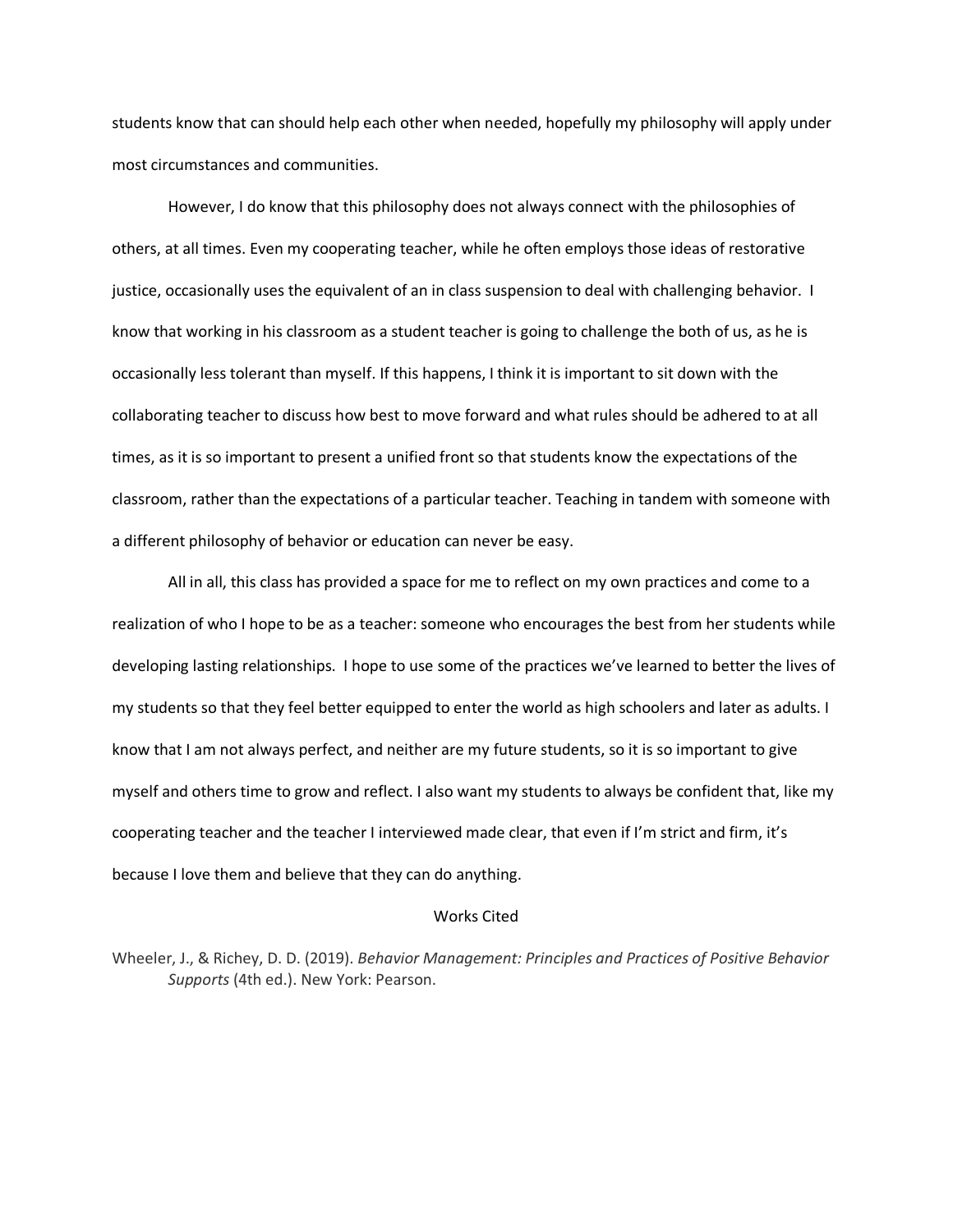students know that can should help each other when needed, hopefully my philosophy will apply under most circumstances and communities.

However, I do know that this philosophy does not always connect with the philosophies of others, at all times. Even my cooperating teacher, while he often employs those ideas of restorative justice, occasionally uses the equivalent of an in class suspension to deal with challenging behavior. I know that working in his classroom as a student teacher is going to challenge the both of us, as he is occasionally less tolerant than myself. If this happens, I think it is important to sit down with the collaborating teacher to discuss how best to move forward and what rules should be adhered to at all times, as it is so important to present a unified front so that students know the expectations of the classroom, rather than the expectations of a particular teacher. Teaching in tandem with someone with a different philosophy of behavior or education can never be easy.

All in all, this class has provided a space for me to reflect on my own practices and come to a realization of who I hope to be as a teacher: someone who encourages the best from her students while developing lasting relationships. I hope to use some of the practices we've learned to better the lives of my students so that they feel better equipped to enter the world as high schoolers and later as adults. I know that I am not always perfect, and neither are my future students, so it is so important to give myself and others time to grow and reflect. I also want my students to always be confident that, like my cooperating teacher and the teacher I interviewed made clear, that even if I'm strict and firm, it's because I love them and believe that they can do anything.

## Works Cited

Wheeler, J., & Richey, D. D. (2019). *Behavior Management: Principles and Practices of Positive Behavior Supports* (4th ed.). New York: Pearson.